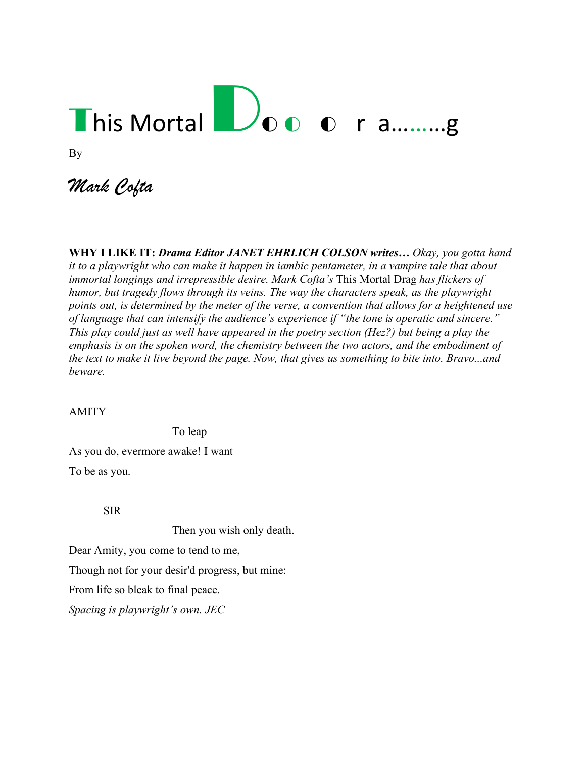# This Mortal D◐◐ ◐ r a……..g

By

*Mark Cofta*

**WHY I LIKE IT:** ***Drama Editor JANET EHRLICH COLSON writes…*** *Okay, you gotta hand it to a playwright who can make it happen in iambic pentameter, in a vampire tale that about immortal longings and irrepressible desire. Mark Cofta's* This Mortal Drag *has flickers of humor, but tragedy flows through its veins. The way the characters speak, as the playwright points out, is determined by the meter of the verse, a convention that allows for a heightened use of language that can intensify the audience's experience if "the tone is operatic and sincere." This play could just as well have appeared in the poetry section (Hez?) but being a play the emphasis is on the spoken word, the chemistry between the two actors, and the embodiment of the text to make it live beyond the page. Now, that gives us something to bite into. Bravo...and beware.*

AMITY

                    To leap

As you do, evermore awake! I want

To be as you.

      SIR

                    Then you wish only death.

Dear Amity, you come to tend to me,

Though not for your desir'd progress, but mine:

From life so bleak to final peace.

*Spacing is playwright's own. JEC*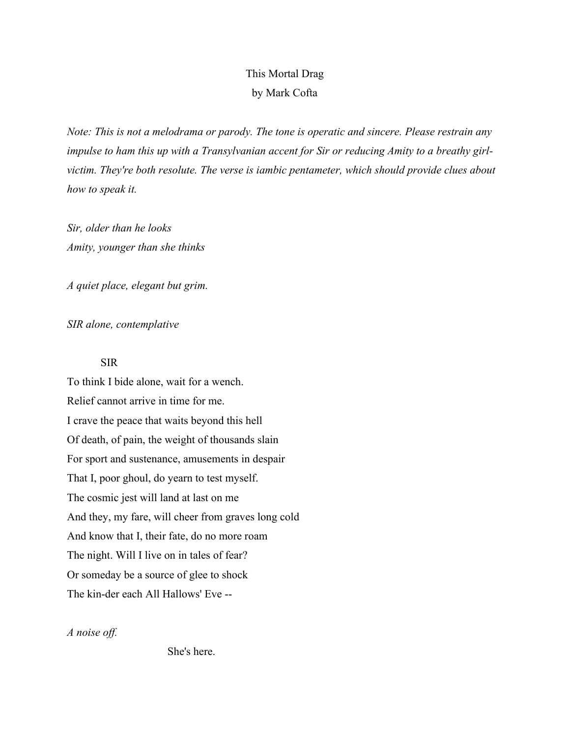This Mortal Drag

by Mark Cofta

*Note: This is not a melodrama or parody. The tone is operatic and sincere. Please restrain any impulse to ham this up with a Transylvanian accent for Sir or reducing Amity to a breathy girl-victim. They're both resolute. The verse is iambic pentameter, which should provide clues about how to speak it.*

*Sir, older than he looks*
*Amity, younger than she thinks*

*A quiet place, elegant but grim.*

*SIR alone, contemplative*

SIR

To think I bide alone, wait for a wench.
Relief cannot arrive in time for me.
I crave the peace that waits beyond this hell
Of death, of pain, the weight of thousands slain
For sport and sustenance, amusements in despair
That I, poor ghoul, do yearn to test myself.
The cosmic jest will land at last on me
And they, my fare, will cheer from graves long cold
And know that I, their fate, do no more roam
The night. Will I live on in tales of fear?
Or someday be a source of glee to shock
The kin-der each All Hallows' Eve --

*A noise off.*

She's here.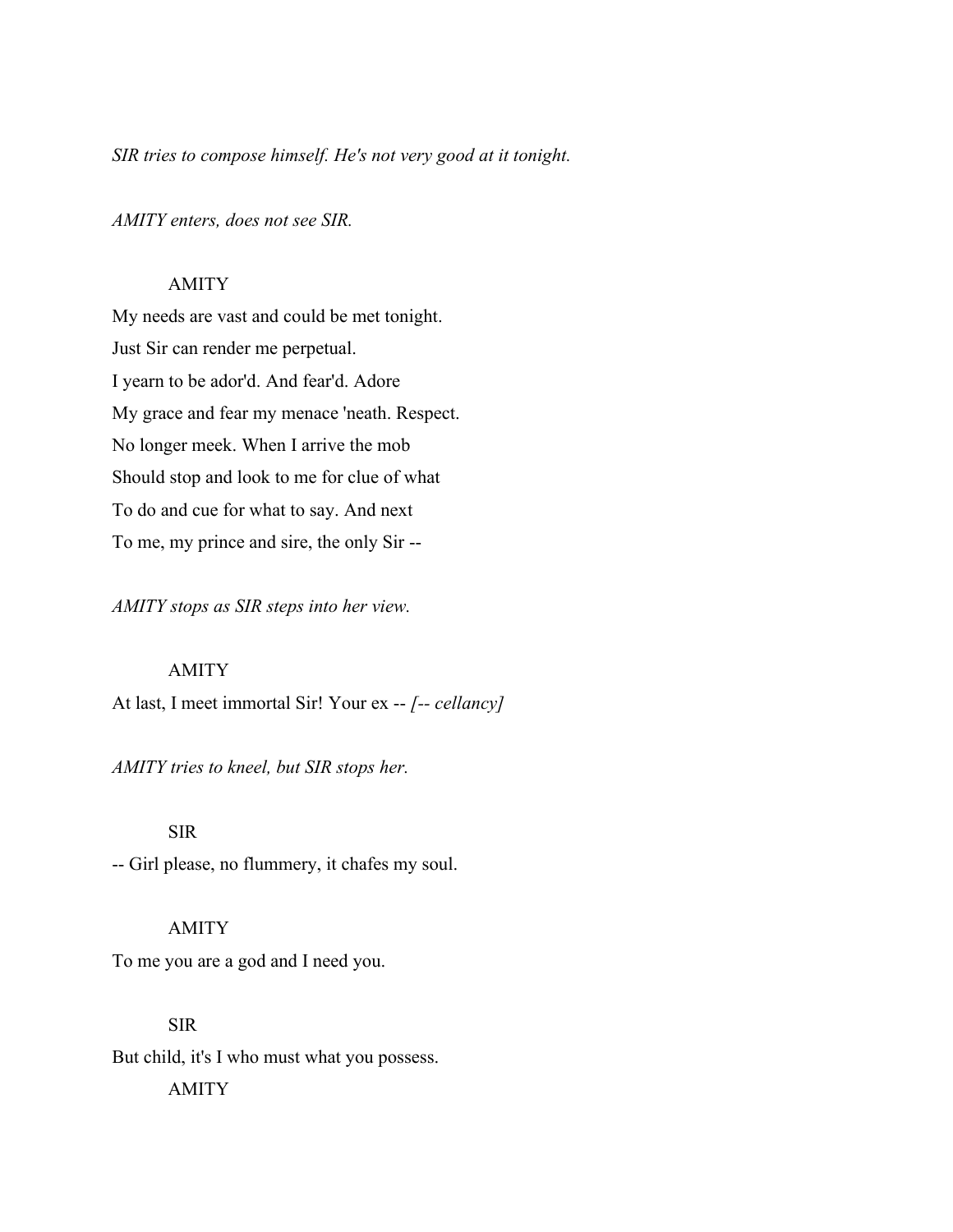*SIR tries to compose himself. He's not very good at it tonight.*

*AMITY enters, does not see SIR.*

AMITY

My needs are vast and could be met tonight.
Just Sir can render me perpetual.
I yearn to be ador'd. And fear'd. Adore
My grace and fear my menace 'neath. Respect.
No longer meek. When I arrive the mob
Should stop and look to me for clue of what
To do and cue for what to say. And next
To me, my prince and sire, the only Sir --

*AMITY stops as SIR steps into her view.*

AMITY

At last, I meet immortal Sir! Your ex -- *[-- cellancy]*

*AMITY tries to kneel, but SIR stops her.*

SIR

-- Girl please, no flummery, it chafes my soul.

AMITY

To me you are a god and I need you.

SIR

But child, it's I who must what you possess.

AMITY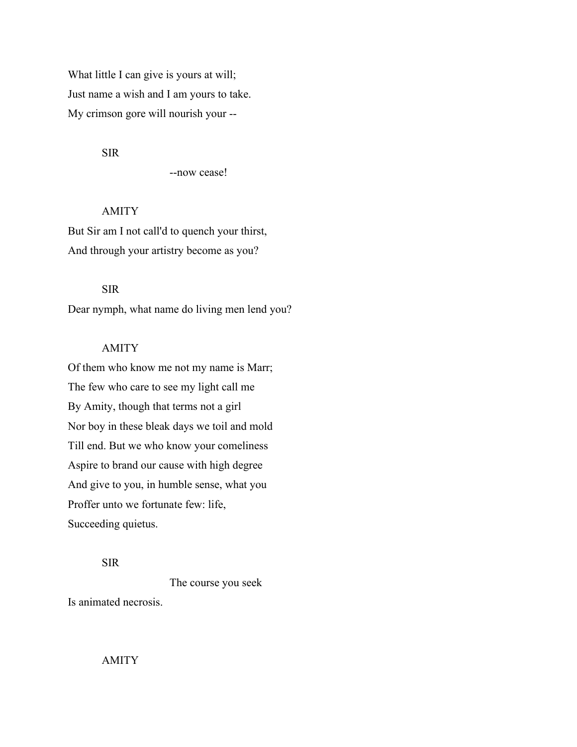What little I can give is yours at will;
Just name a wish and I am yours to take.
My crimson gore will nourish your --

SIR

--now cease!

AMITY

But Sir am I not call'd to quench your thirst,
And through your artistry become as you?

SIR

Dear nymph, what name do living men lend you?

AMITY

Of them who know me not my name is Marr;
The few who care to see my light call me
By Amity, though that terms not a girl
Nor boy in these bleak days we toil and mold
Till end. But we who know your comeliness
Aspire to brand our cause with high degree
And give to you, in humble sense, what you
Proffer unto we fortunate few: life,
Succeeding quietus.

SIR

The course you seek
Is animated necrosis.

AMITY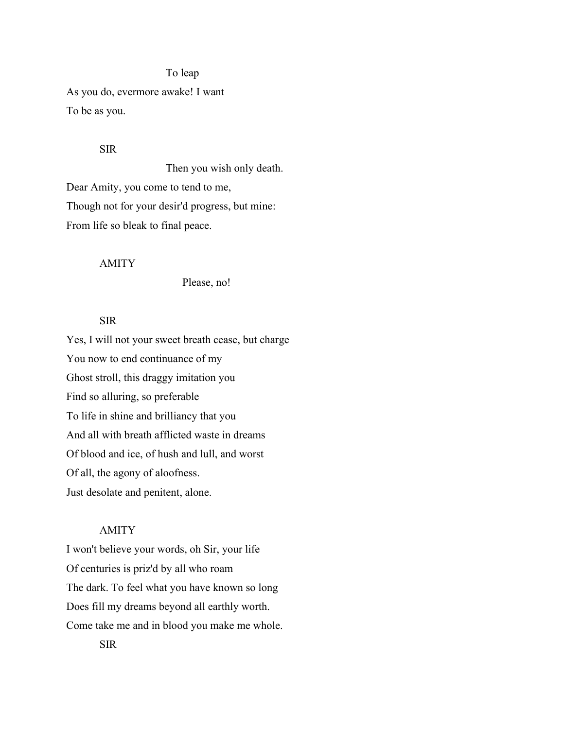To leap
As you do, evermore awake! I want
To be as you.

SIR

Then you wish only death.
Dear Amity, you come to tend to me,
Though not for your desir'd progress, but mine:
From life so bleak to final peace.

AMITY

Please, no!

SIR

Yes, I will not your sweet breath cease, but charge
You now to end continuance of my
Ghost stroll, this draggy imitation you
Find so alluring, so preferable
To life in shine and brilliancy that you
And all with breath afflicted waste in dreams
Of blood and ice, of hush and lull, and worst
Of all, the agony of aloofness.
Just desolate and penitent, alone.

AMITY

I won't believe your words, oh Sir, your life
Of centuries is priz'd by all who roam
The dark. To feel what you have known so long
Does fill my dreams beyond all earthly worth.
Come take me and in blood you make me whole.

SIR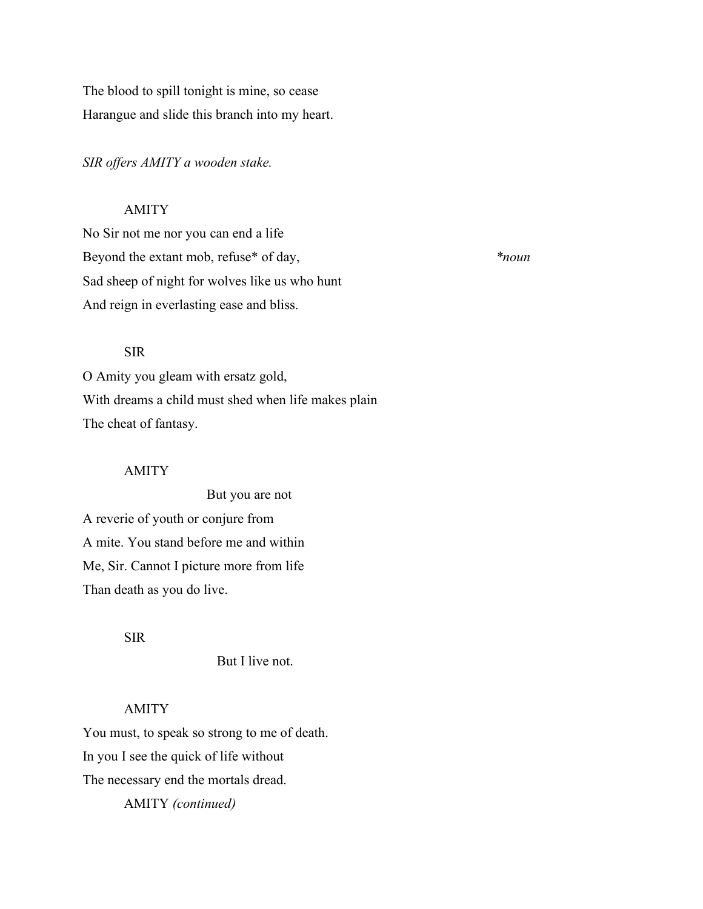The blood to spill tonight is mine, so cease
Harangue and slide this branch into my heart.

*SIR offers AMITY a wooden stake.*

AMITY

No Sir not me nor you can end a life
Beyond the extant mob, refuse* of day, *\*noun*
Sad sheep of night for wolves like us who hunt
And reign in everlasting ease and bliss.

SIR

O Amity you gleam with ersatz gold,
With dreams a child must shed when life makes plain
The cheat of fantasy.

AMITY

But you are not
A reverie of youth or conjure from
A mite. You stand before me and within
Me, Sir. Cannot I picture more from life
Than death as you do live.

SIR

But I live not.

AMITY

You must, to speak so strong to me of death.
In you I see the quick of life without
The necessary end the mortals dread.

AMITY *(continued)*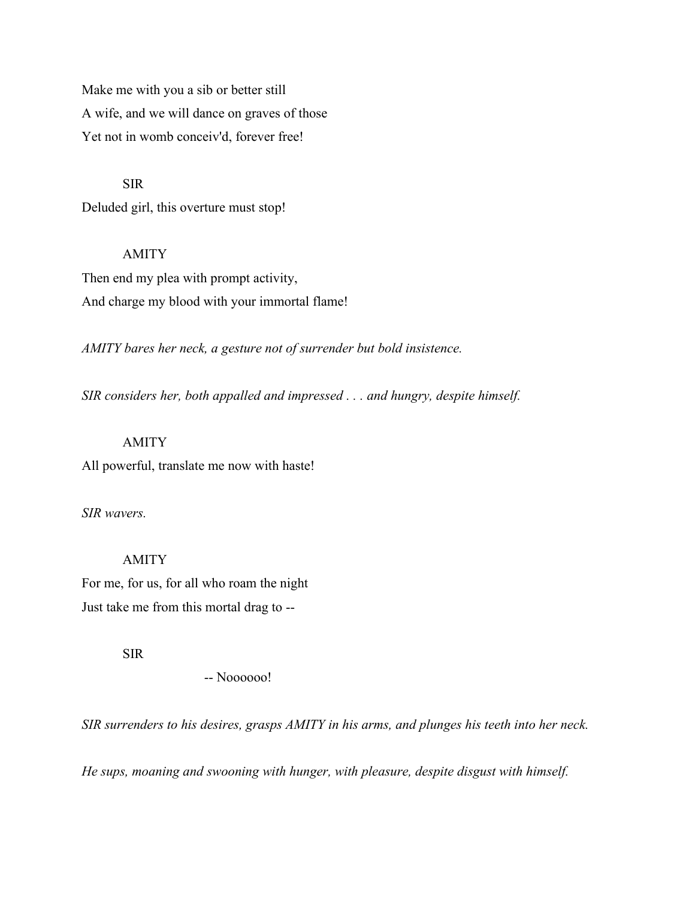Make me with you a sib or better still
A wife, and we will dance on graves of those
Yet not in womb conceiv'd, forever free!

SIR

Deluded girl, this overture must stop!

AMITY

Then end my plea with prompt activity,
And charge my blood with your immortal flame!

*AMITY bares her neck, a gesture not of surrender but bold insistence.*

*SIR considers her, both appalled and impressed . . . and hungry, despite himself.*

AMITY

All powerful, translate me now with haste!

*SIR wavers.*

AMITY

For me, for us, for all who roam the night
Just take me from this mortal drag to --

SIR

-- Noooooo!

*SIR surrenders to his desires, grasps AMITY in his arms, and plunges his teeth into her neck.*

*He sups, moaning and swooning with hunger, with pleasure, despite disgust with himself.*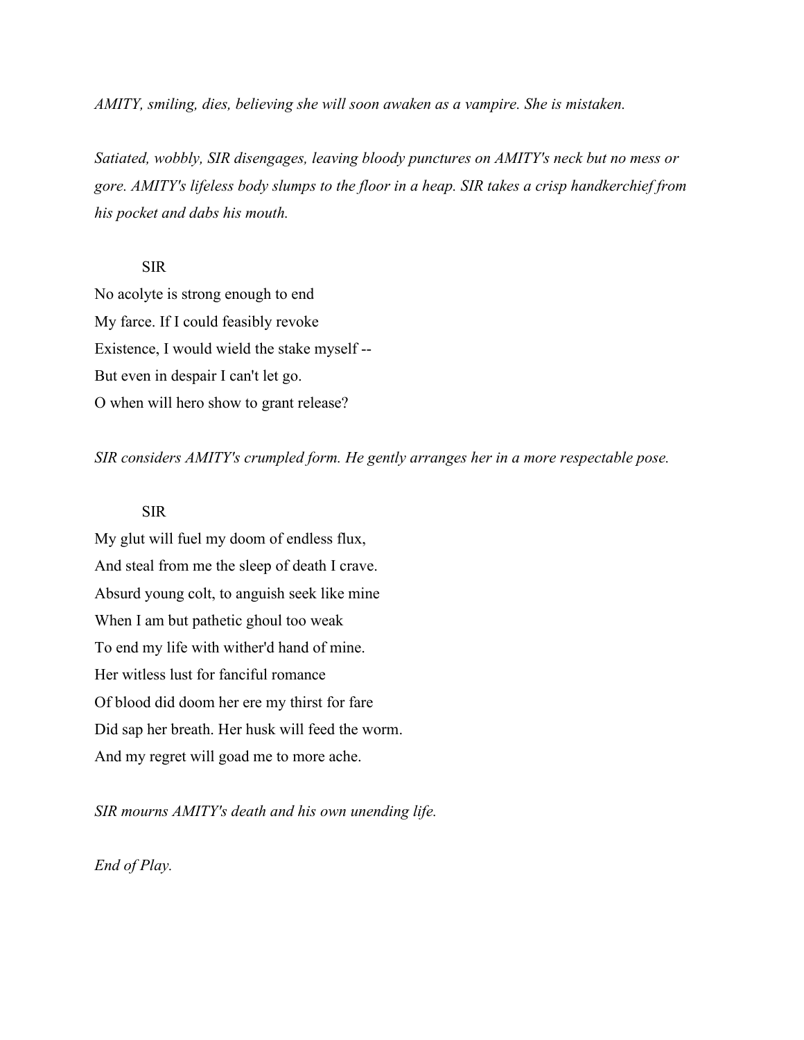*AMITY, smiling, dies, believing she will soon awaken as a vampire. She is mistaken.*

*Satiated, wobbly, SIR disengages, leaving bloody punctures on AMITY's neck but no mess or gore. AMITY's lifeless body slumps to the floor in a heap. SIR takes a crisp handkerchief from his pocket and dabs his mouth.*

SIR

No acolyte is strong enough to end
My farce. If I could feasibly revoke
Existence, I would wield the stake myself --
But even in despair I can't let go.
O when will hero show to grant release?

*SIR considers AMITY's crumpled form. He gently arranges her in a more respectable pose.*

SIR

My glut will fuel my doom of endless flux,
And steal from me the sleep of death I crave.
Absurd young colt, to anguish seek like mine
When I am but pathetic ghoul too weak
To end my life with wither'd hand of mine.
Her witless lust for fanciful romance
Of blood did doom her ere my thirst for fare
Did sap her breath. Her husk will feed the worm.
And my regret will goad me to more ache.

*SIR mourns AMITY's death and his own unending life.*

*End of Play.*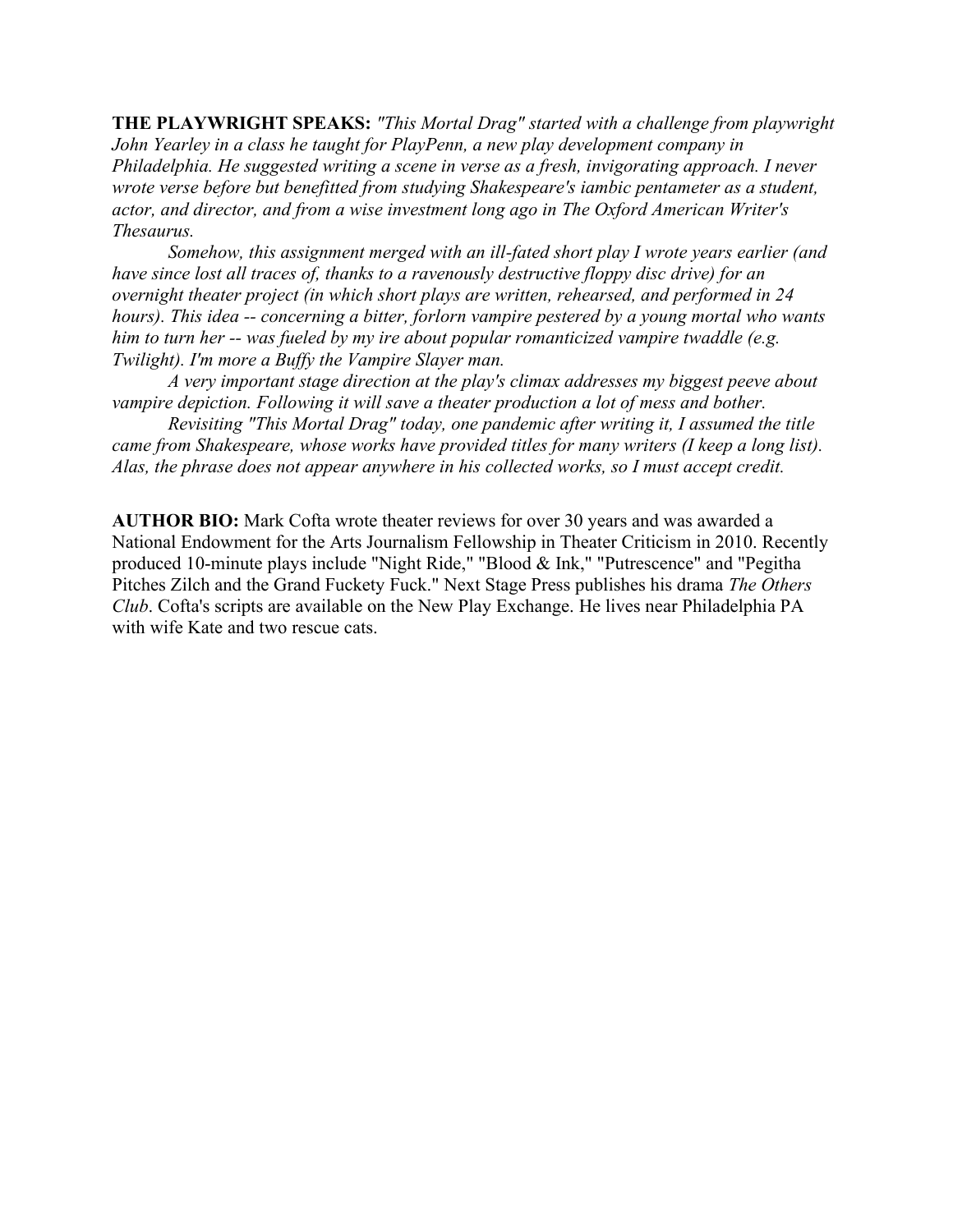**THE PLAYWRIGHT SPEAKS:** *"This Mortal Drag" started with a challenge from playwright John Yearley in a class he taught for PlayPenn, a new play development company in Philadelphia. He suggested writing a scene in verse as a fresh, invigorating approach. I never wrote verse before but benefitted from studying Shakespeare's iambic pentameter as a student, actor, and director, and from a wise investment long ago in The Oxford American Writer's Thesaurus.*

*Somehow, this assignment merged with an ill-fated short play I wrote years earlier (and have since lost all traces of, thanks to a ravenously destructive floppy disc drive) for an overnight theater project (in which short plays are written, rehearsed, and performed in 24 hours). This idea -- concerning a bitter, forlorn vampire pestered by a young mortal who wants him to turn her -- was fueled by my ire about popular romanticized vampire twaddle (e.g. Twilight). I'm more a Buffy the Vampire Slayer man.*

*A very important stage direction at the play's climax addresses my biggest peeve about vampire depiction. Following it will save a theater production a lot of mess and bother.*

*Revisiting "This Mortal Drag" today, one pandemic after writing it, I assumed the title came from Shakespeare, whose works have provided titles for many writers (I keep a long list). Alas, the phrase does not appear anywhere in his collected works, so I must accept credit.*

**AUTHOR BIO:** Mark Cofta wrote theater reviews for over 30 years and was awarded a National Endowment for the Arts Journalism Fellowship in Theater Criticism in 2010. Recently produced 10-minute plays include "Night Ride," "Blood & Ink," "Putrescence" and "Pegitha Pitches Zilch and the Grand Fuckety Fuck." Next Stage Press publishes his drama *The Others Club*. Cofta's scripts are available on the New Play Exchange. He lives near Philadelphia PA with wife Kate and two rescue cats.